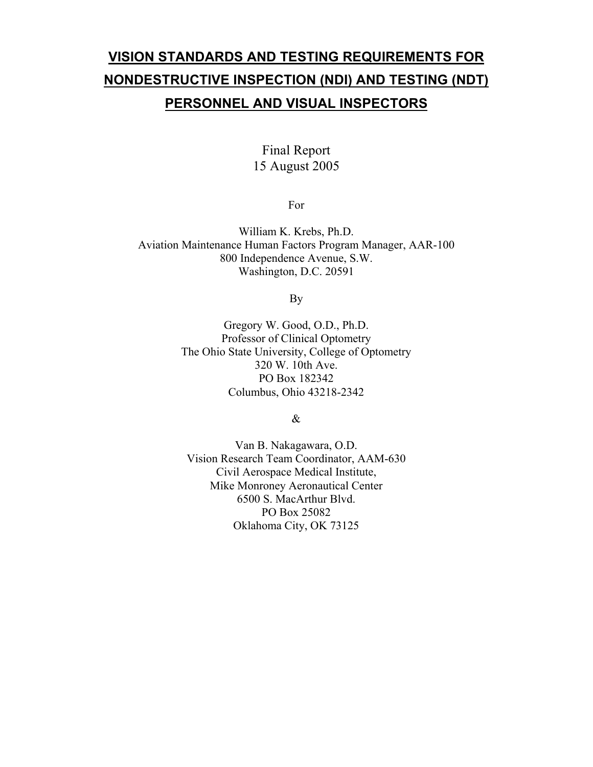# VISION STANDARDS AND TESTING REQUIREMENTS FOR NONDESTRUCTIVE INSPECTION (NDI) AND TESTING (NDT) PERSONNEL AND VISUAL INSPECTORS

Final Report
15 August 2005

For

William K. Krebs, Ph.D.
Aviation Maintenance Human Factors Program Manager, AAR-100
800 Independence Avenue, S.W.
Washington, D.C. 20591

By

Gregory W. Good, O.D., Ph.D.
Professor of Clinical Optometry
The Ohio State University, College of Optometry
320 W. 10th Ave.
PO Box 182342
Columbus, Ohio 43218-2342

&

Van B. Nakagawara, O.D.
Vision Research Team Coordinator, AAM-630
Civil Aerospace Medical Institute,
Mike Monroney Aeronautical Center
6500 S. MacArthur Blvd.
PO Box 25082
Oklahoma City, OK 73125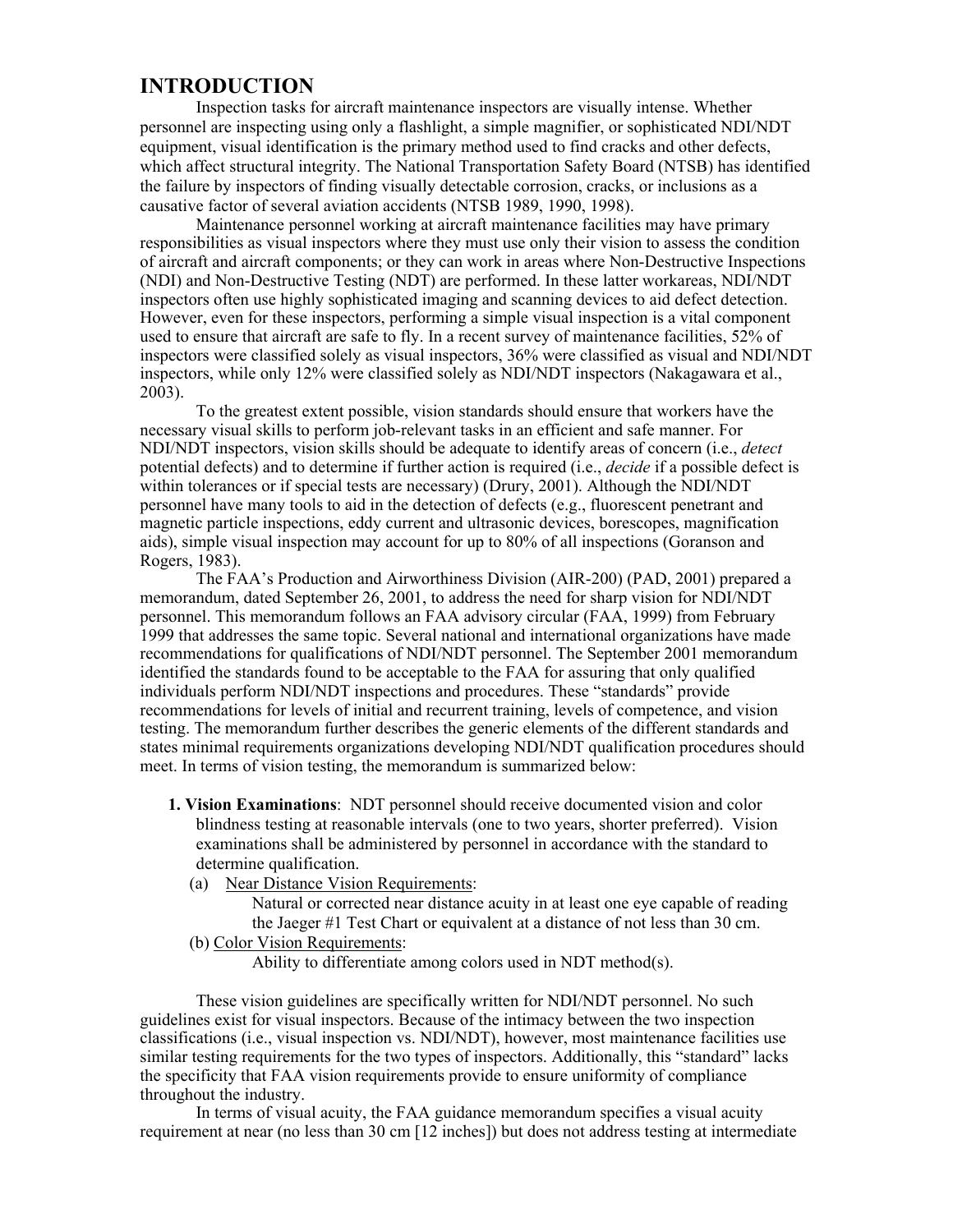# INTRODUCTION

Inspection tasks for aircraft maintenance inspectors are visually intense. Whether personnel are inspecting using only a flashlight, a simple magnifier, or sophisticated NDI/NDT equipment, visual identification is the primary method used to find cracks and other defects, which affect structural integrity. The National Transportation Safety Board (NTSB) has identified the failure by inspectors of finding visually detectable corrosion, cracks, or inclusions as a causative factor of several aviation accidents (NTSB 1989, 1990, 1998).

Maintenance personnel working at aircraft maintenance facilities may have primary responsibilities as visual inspectors where they must use only their vision to assess the condition of aircraft and aircraft components; or they can work in areas where Non-Destructive Inspections (NDI) and Non-Destructive Testing (NDT) are performed. In these latter workareas, NDI/NDT inspectors often use highly sophisticated imaging and scanning devices to aid defect detection. However, even for these inspectors, performing a simple visual inspection is a vital component used to ensure that aircraft are safe to fly. In a recent survey of maintenance facilities, 52% of inspectors were classified solely as visual inspectors, 36% were classified as visual and NDI/NDT inspectors, while only 12% were classified solely as NDI/NDT inspectors (Nakagawara et al., 2003).

To the greatest extent possible, vision standards should ensure that workers have the necessary visual skills to perform job-relevant tasks in an efficient and safe manner. For NDI/NDT inspectors, vision skills should be adequate to identify areas of concern (i.e., *detect* potential defects) and to determine if further action is required (i.e., *decide* if a possible defect is within tolerances or if special tests are necessary) (Drury, 2001). Although the NDI/NDT personnel have many tools to aid in the detection of defects (e.g., fluorescent penetrant and magnetic particle inspections, eddy current and ultrasonic devices, borescopes, magnification aids), simple visual inspection may account for up to 80% of all inspections (Goranson and Rogers, 1983).

The FAA's Production and Airworthiness Division (AIR-200) (PAD, 2001) prepared a memorandum, dated September 26, 2001, to address the need for sharp vision for NDI/NDT personnel. This memorandum follows an FAA advisory circular (FAA, 1999) from February 1999 that addresses the same topic. Several national and international organizations have made recommendations for qualifications of NDI/NDT personnel. The September 2001 memorandum identified the standards found to be acceptable to the FAA for assuring that only qualified individuals perform NDI/NDT inspections and procedures. These "standards" provide recommendations for levels of initial and recurrent training, levels of competence, and vision testing. The memorandum further describes the generic elements of the different standards and states minimal requirements organizations developing NDI/NDT qualification procedures should meet. In terms of vision testing, the memorandum is summarized below:

1. **Vision Examinations**: NDT personnel should receive documented vision and color blindness testing at reasonable intervals (one to two years, shorter preferred). Vision examinations shall be administered by personnel in accordance with the standard to determine qualification.
   - (a) Near Distance Vision Requirements:
     Natural or corrected near distance acuity in at least one eye capable of reading the Jaeger #1 Test Chart or equivalent at a distance of not less than 30 cm.
   - (b) Color Vision Requirements:
     Ability to differentiate among colors used in NDT method(s).

These vision guidelines are specifically written for NDI/NDT personnel. No such guidelines exist for visual inspectors. Because of the intimacy between the two inspection classifications (i.e., visual inspection vs. NDI/NDT), however, most maintenance facilities use similar testing requirements for the two types of inspectors. Additionally, this "standard" lacks the specificity that FAA vision requirements provide to ensure uniformity of compliance throughout the industry.

In terms of visual acuity, the FAA guidance memorandum specifies a visual acuity requirement at near (no less than 30 cm [12 inches]) but does not address testing at intermediate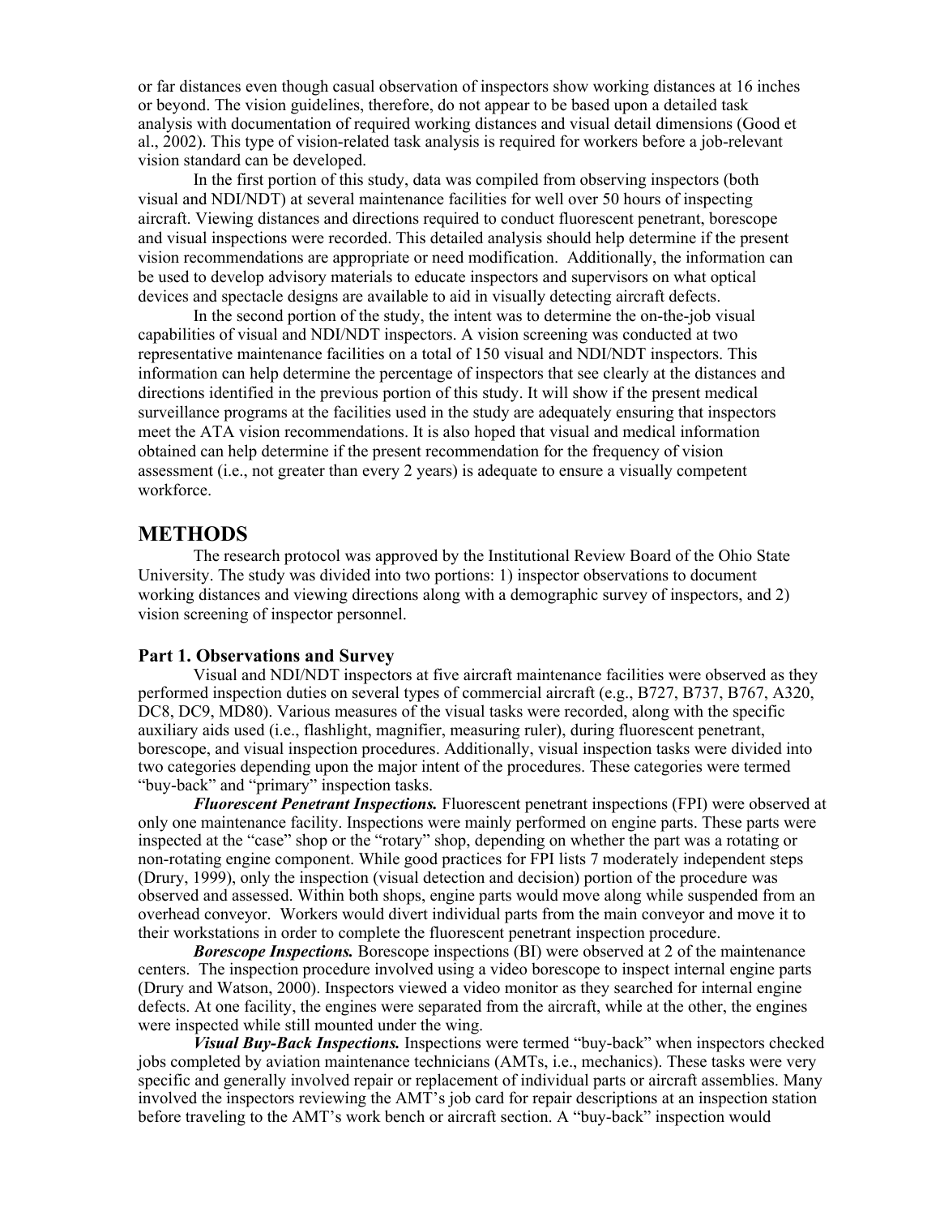or far distances even though casual observation of inspectors show working distances at 16 inches or beyond. The vision guidelines, therefore, do not appear to be based upon a detailed task analysis with documentation of required working distances and visual detail dimensions (Good et al., 2002). This type of vision-related task analysis is required for workers before a job-relevant vision standard can be developed.

In the first portion of this study, data was compiled from observing inspectors (both visual and NDI/NDT) at several maintenance facilities for well over 50 hours of inspecting aircraft. Viewing distances and directions required to conduct fluorescent penetrant, borescope and visual inspections were recorded. This detailed analysis should help determine if the present vision recommendations are appropriate or need modification. Additionally, the information can be used to develop advisory materials to educate inspectors and supervisors on what optical devices and spectacle designs are available to aid in visually detecting aircraft defects.

In the second portion of the study, the intent was to determine the on-the-job visual capabilities of visual and NDI/NDT inspectors. A vision screening was conducted at two representative maintenance facilities on a total of 150 visual and NDI/NDT inspectors. This information can help determine the percentage of inspectors that see clearly at the distances and directions identified in the previous portion of this study. It will show if the present medical surveillance programs at the facilities used in the study are adequately ensuring that inspectors meet the ATA vision recommendations. It is also hoped that visual and medical information obtained can help determine if the present recommendation for the frequency of vision assessment (i.e., not greater than every 2 years) is adequate to ensure a visually competent workforce.

## METHODS

The research protocol was approved by the Institutional Review Board of the Ohio State University. The study was divided into two portions: 1) inspector observations to document working distances and viewing directions along with a demographic survey of inspectors, and 2) vision screening of inspector personnel.

### Part 1. Observations and Survey

Visual and NDI/NDT inspectors at five aircraft maintenance facilities were observed as they performed inspection duties on several types of commercial aircraft (e.g., B727, B737, B767, A320, DC8, DC9, MD80). Various measures of the visual tasks were recorded, along with the specific auxiliary aids used (i.e., flashlight, magnifier, measuring ruler), during fluorescent penetrant, borescope, and visual inspection procedures. Additionally, visual inspection tasks were divided into two categories depending upon the major intent of the procedures. These categories were termed "buy-back" and "primary" inspection tasks.

***Fluorescent Penetrant Inspections.*** Fluorescent penetrant inspections (FPI) were observed at only one maintenance facility. Inspections were mainly performed on engine parts. These parts were inspected at the "case" shop or the "rotary" shop, depending on whether the part was a rotating or non-rotating engine component. While good practices for FPI lists 7 moderately independent steps (Drury, 1999), only the inspection (visual detection and decision) portion of the procedure was observed and assessed. Within both shops, engine parts would move along while suspended from an overhead conveyor. Workers would divert individual parts from the main conveyor and move it to their workstations in order to complete the fluorescent penetrant inspection procedure.

***Borescope Inspections.*** Borescope inspections (BI) were observed at 2 of the maintenance centers. The inspection procedure involved using a video borescope to inspect internal engine parts (Drury and Watson, 2000). Inspectors viewed a video monitor as they searched for internal engine defects. At one facility, the engines were separated from the aircraft, while at the other, the engines were inspected while still mounted under the wing.

***Visual Buy-Back Inspections.*** Inspections were termed "buy-back" when inspectors checked jobs completed by aviation maintenance technicians (AMTs, i.e., mechanics). These tasks were very specific and generally involved repair or replacement of individual parts or aircraft assemblies. Many involved the inspectors reviewing the AMT's job card for repair descriptions at an inspection station before traveling to the AMT's work bench or aircraft section. A "buy-back" inspection would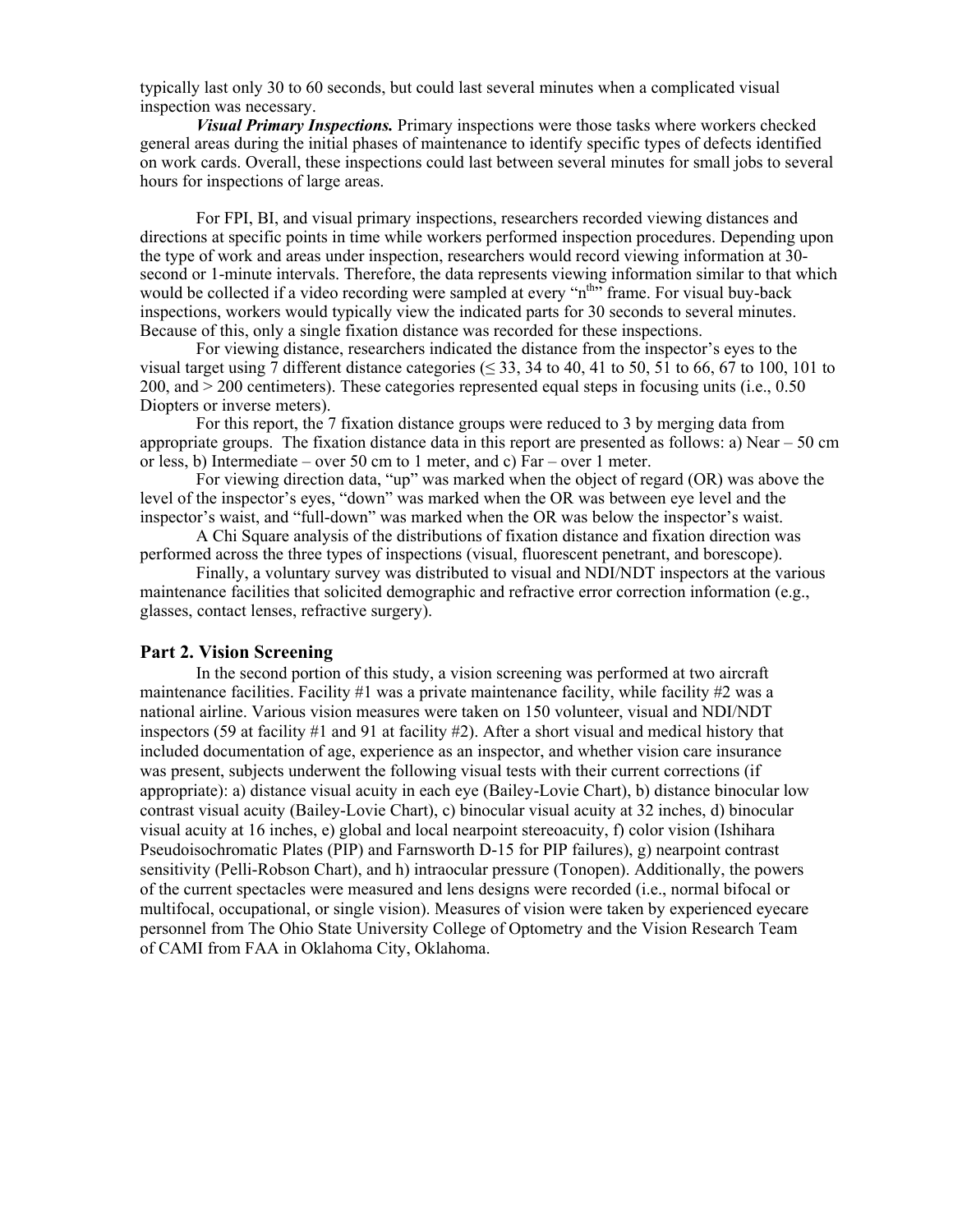typically last only 30 to 60 seconds, but could last several minutes when a complicated visual inspection was necessary.

***Visual Primary Inspections.*** Primary inspections were those tasks where workers checked general areas during the initial phases of maintenance to identify specific types of defects identified on work cards. Overall, these inspections could last between several minutes for small jobs to several hours for inspections of large areas.

For FPI, BI, and visual primary inspections, researchers recorded viewing distances and directions at specific points in time while workers performed inspection procedures. Depending upon the type of work and areas under inspection, researchers would record viewing information at 30-second or 1-minute intervals. Therefore, the data represents viewing information similar to that which would be collected if a video recording were sampled at every "n$^{th}$" frame. For visual buy-back inspections, workers would typically view the indicated parts for 30 seconds to several minutes. Because of this, only a single fixation distance was recorded for these inspections.

For viewing distance, researchers indicated the distance from the inspector's eyes to the visual target using 7 different distance categories (≤ 33, 34 to 40, 41 to 50, 51 to 66, 67 to 100, 101 to 200, and > 200 centimeters). These categories represented equal steps in focusing units (i.e., 0.50 Diopters or inverse meters).

For this report, the 7 fixation distance groups were reduced to 3 by merging data from appropriate groups. The fixation distance data in this report are presented as follows: a) Near – 50 cm or less, b) Intermediate – over 50 cm to 1 meter, and c) Far – over 1 meter.

For viewing direction data, "up" was marked when the object of regard (OR) was above the level of the inspector's eyes, "down" was marked when the OR was between eye level and the inspector's waist, and "full-down" was marked when the OR was below the inspector's waist.

A Chi Square analysis of the distributions of fixation distance and fixation direction was performed across the three types of inspections (visual, fluorescent penetrant, and borescope).

Finally, a voluntary survey was distributed to visual and NDI/NDT inspectors at the various maintenance facilities that solicited demographic and refractive error correction information (e.g., glasses, contact lenses, refractive surgery).

## Part 2. Vision Screening

In the second portion of this study, a vision screening was performed at two aircraft maintenance facilities. Facility #1 was a private maintenance facility, while facility #2 was a national airline. Various vision measures were taken on 150 volunteer, visual and NDI/NDT inspectors (59 at facility #1 and 91 at facility #2). After a short visual and medical history that included documentation of age, experience as an inspector, and whether vision care insurance was present, subjects underwent the following visual tests with their current corrections (if appropriate): a) distance visual acuity in each eye (Bailey-Lovie Chart), b) distance binocular low contrast visual acuity (Bailey-Lovie Chart), c) binocular visual acuity at 32 inches, d) binocular visual acuity at 16 inches, e) global and local nearpoint stereoacuity, f) color vision (Ishihara Pseudoisochromatic Plates (PIP) and Farnsworth D-15 for PIP failures), g) nearpoint contrast sensitivity (Pelli-Robson Chart), and h) intraocular pressure (Tonopen). Additionally, the powers of the current spectacles were measured and lens designs were recorded (i.e., normal bifocal or multifocal, occupational, or single vision). Measures of vision were taken by experienced eyecare personnel from The Ohio State University College of Optometry and the Vision Research Team of CAMI from FAA in Oklahoma City, Oklahoma.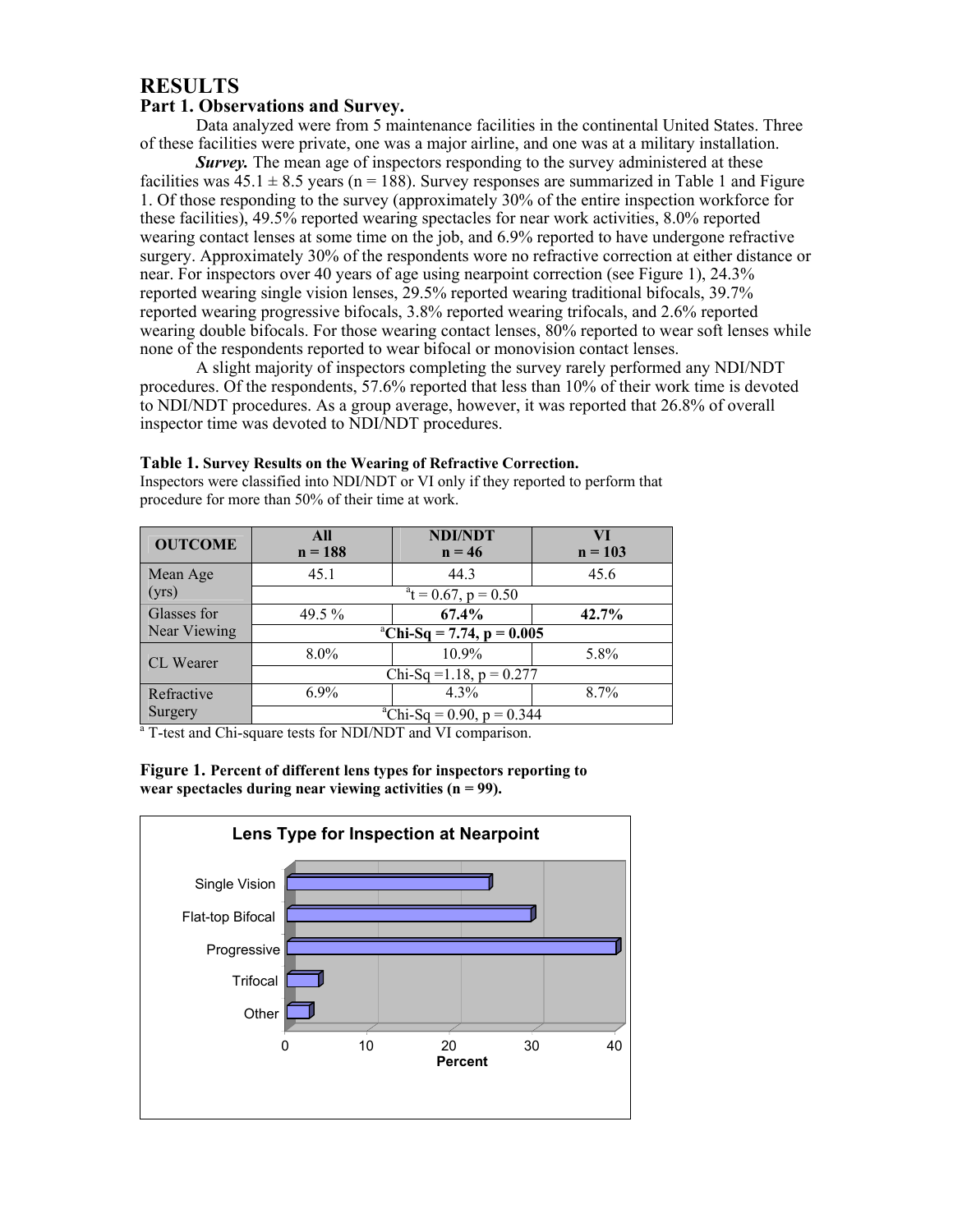# RESULTS

## Part 1. Observations and Survey.

Data analyzed were from 5 maintenance facilities in the continental United States. Three of these facilities were private, one was a major airline, and one was at a military installation.

***Survey.*** The mean age of inspectors responding to the survey administered at these facilities was 45.1 ± 8.5 years (n = 188). Survey responses are summarized in Table 1 and Figure 1. Of those responding to the survey (approximately 30% of the entire inspection workforce for these facilities), 49.5% reported wearing spectacles for near work activities, 8.0% reported wearing contact lenses at some time on the job, and 6.9% reported to have undergone refractive surgery. Approximately 30% of the respondents wore no refractive correction at either distance or near. For inspectors over 40 years of age using nearpoint correction (see Figure 1), 24.3% reported wearing single vision lenses, 29.5% reported wearing traditional bifocals, 39.7% reported wearing progressive bifocals, 3.8% reported wearing trifocals, and 2.6% reported wearing double bifocals. For those wearing contact lenses, 80% reported to wear soft lenses while none of the respondents reported to wear bifocal or monovision contact lenses.

A slight majority of inspectors completing the survey rarely performed any NDI/NDT procedures. Of the respondents, 57.6% reported that less than 10% of their work time is devoted to NDI/NDT procedures. As a group average, however, it was reported that 26.8% of overall inspector time was devoted to NDI/NDT procedures.

**Table 1. Survey Results on the Wearing of Refractive Correction.**
Inspectors were classified into NDI/NDT or VI only if they reported to perform that procedure for more than 50% of their time at work.

| OUTCOME | All n = 188 | NDI/NDT n = 46 | VI n = 103 |
|---|---|---|---|
| Mean Age (yrs) | 45.1 | 44.3 | 45.6 |
| | [a]$t = 0.67$, $p = 0.50$ | | |
| Glasses for Near Viewing | 49.5 % | **67.4%** | **42.7%** |
| | **[a]Chi-Sq = 7.74, $p = 0.005$** | | |
| CL Wearer | 8.0% | 10.9% | 5.8% |
| | Chi-Sq = 1.18, $p = 0.277$ | | |
| Refractive Surgery | 6.9% | 4.3% | 8.7% |
| | [a]Chi-Sq = 0.90, $p = 0.344$ | | |

[a] T-test and Chi-square tests for NDI/NDT and VI comparison.

**Figure 1. Percent of different lens types for inspectors reporting to wear spectacles during near viewing activities (n = 99).**

Lens Type for Inspection at Nearpoint

| Lens Type | Percent (approx.) |
|---|---|
| Single Vision | ~24.3 |
| Flat-top Bifocal | ~29.5 |
| Progressive | ~39.7 |
| Trifocal | ~3.8 |
| Other | ~2.6 |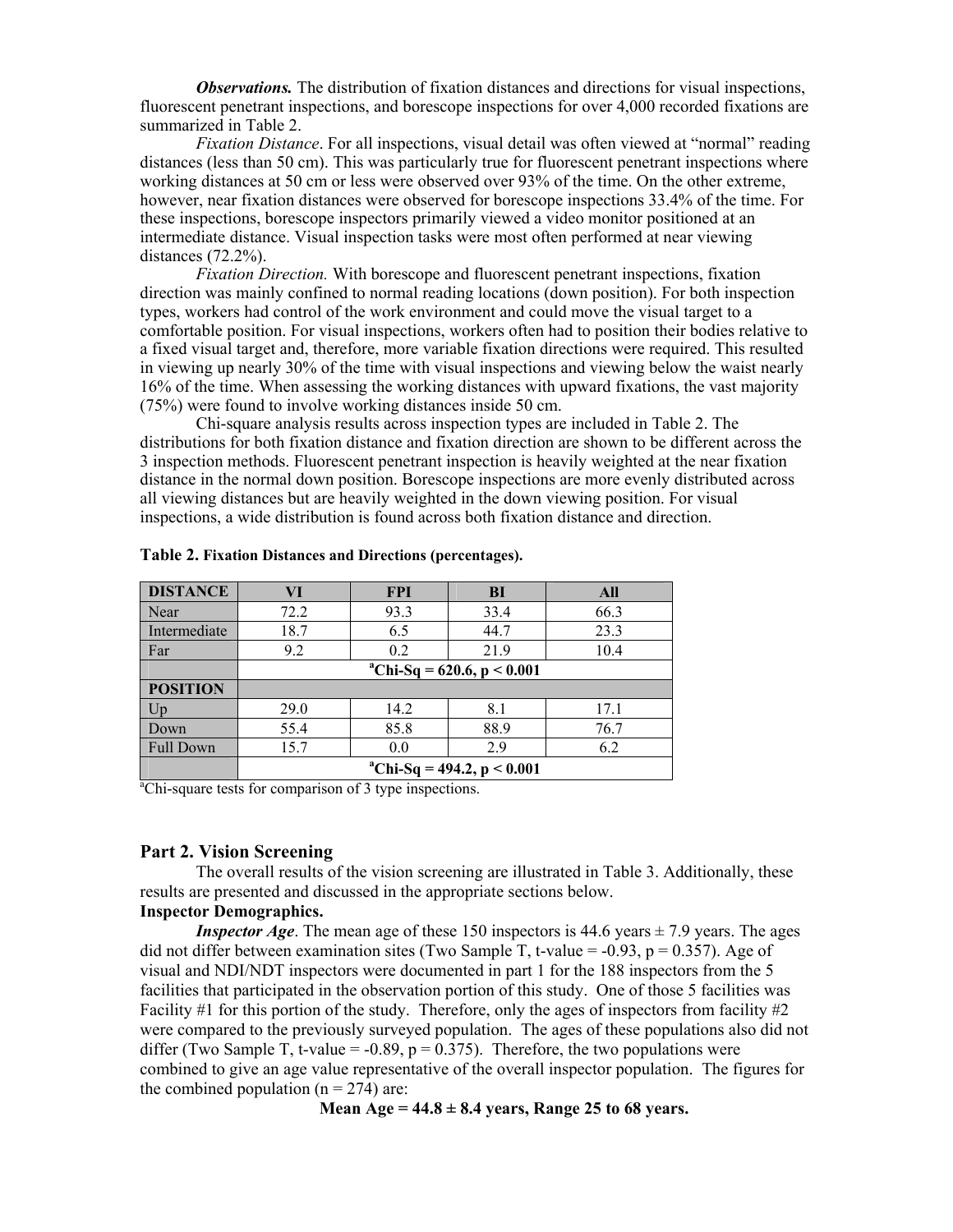***Observations.*** The distribution of fixation distances and directions for visual inspections, fluorescent penetrant inspections, and borescope inspections for over 4,000 recorded fixations are summarized in Table 2.

*Fixation Distance*. For all inspections, visual detail was often viewed at "normal" reading distances (less than 50 cm). This was particularly true for fluorescent penetrant inspections where working distances at 50 cm or less were observed over 93% of the time. On the other extreme, however, near fixation distances were observed for borescope inspections 33.4% of the time. For these inspections, borescope inspectors primarily viewed a video monitor positioned at an intermediate distance. Visual inspection tasks were most often performed at near viewing distances (72.2%).

*Fixation Direction.* With borescope and fluorescent penetrant inspections, fixation direction was mainly confined to normal reading locations (down position). For both inspection types, workers had control of the work environment and could move the visual target to a comfortable position. For visual inspections, workers often had to position their bodies relative to a fixed visual target and, therefore, more variable fixation directions were required. This resulted in viewing up nearly 30% of the time with visual inspections and viewing below the waist nearly 16% of the time. When assessing the working distances with upward fixations, the vast majority (75%) were found to involve working distances inside 50 cm.

Chi-square analysis results across inspection types are included in Table 2. The distributions for both fixation distance and fixation direction are shown to be different across the 3 inspection methods. Fluorescent penetrant inspection is heavily weighted at the near fixation distance in the normal down position. Borescope inspections are more evenly distributed across all viewing distances but are heavily weighted in the down viewing position. For visual inspections, a wide distribution is found across both fixation distance and direction.

**Table 2.** **Fixation Distances and Directions (percentages).**

| DISTANCE | VI | FPI | BI | All |
|---|---|---|---|---|
| Near | 72.2 | 93.3 | 33.4 | 66.3 |
| Intermediate | 18.7 | 6.5 | 44.7 | 23.3 |
| Far | 9.2 | 0.2 | 21.9 | 10.4 |
| | **[a]Chi-Sq = 620.6, p < 0.001** | | | |
| **POSITION** | | | | |
| Up | 29.0 | 14.2 | 8.1 | 17.1 |
| Down | 55.4 | 85.8 | 88.9 | 76.7 |
| Full Down | 15.7 | 0.0 | 2.9 | 6.2 |
| | **[a]Chi-Sq = 494.2, p < 0.001** | | | |

[a]Chi-square tests for comparison of 3 type inspections.

## Part 2. Vision Screening

The overall results of the vision screening are illustrated in Table 3. Additionally, these results are presented and discussed in the appropriate sections below.

**Inspector Demographics.**

***Inspector Age***. The mean age of these 150 inspectors is 44.6 years ± 7.9 years. The ages did not differ between examination sites (Two Sample T, t-value = -0.93, p = 0.357). Age of visual and NDI/NDT inspectors were documented in part 1 for the 188 inspectors from the 5 facilities that participated in the observation portion of this study. One of those 5 facilities was Facility #1 for this portion of the study. Therefore, only the ages of inspectors from facility #2 were compared to the previously surveyed population. The ages of these populations also did not differ (Two Sample T, t-value = -0.89, p = 0.375). Therefore, the two populations were combined to give an age value representative of the overall inspector population. The figures for the combined population (n = 274) are:

**Mean Age = 44.8 ± 8.4 years, Range 25 to 68 years.**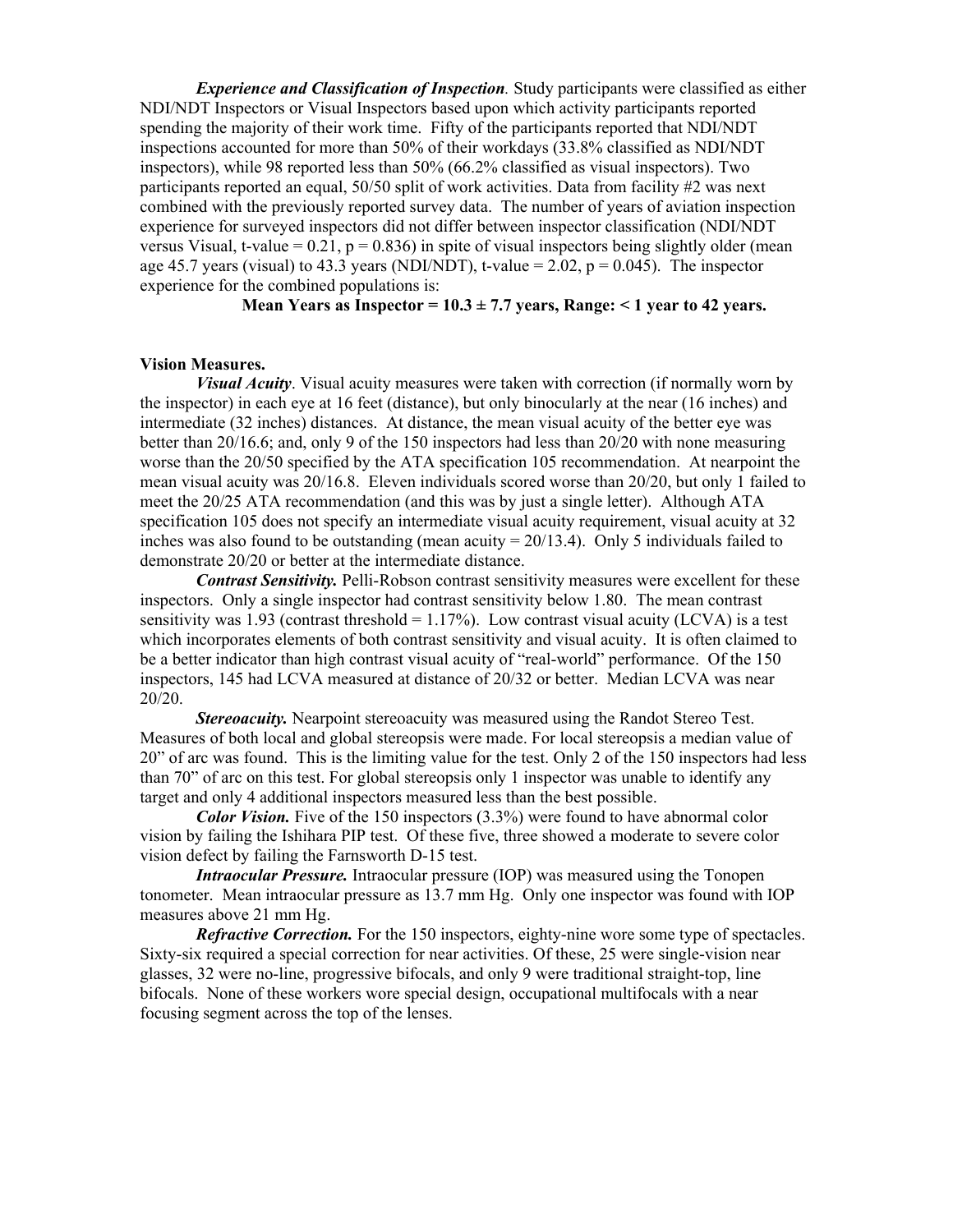*Experience and Classification of Inspection.* Study participants were classified as either NDI/NDT Inspectors or Visual Inspectors based upon which activity participants reported spending the majority of their work time. Fifty of the participants reported that NDI/NDT inspections accounted for more than 50% of their workdays (33.8% classified as NDI/NDT inspectors), while 98 reported less than 50% (66.2% classified as visual inspectors). Two participants reported an equal, 50/50 split of work activities. Data from facility #2 was next combined with the previously reported survey data. The number of years of aviation inspection experience for surveyed inspectors did not differ between inspector classification (NDI/NDT versus Visual, t-value = 0.21, $p = 0.836$) in spite of visual inspectors being slightly older (mean age 45.7 years (visual) to 43.3 years (NDI/NDT), t-value = 2.02, $p = 0.045$). The inspector experience for the combined populations is:

**Mean Years as Inspector = 10.3 ± 7.7 years, Range: < 1 year to 42 years.**

**Vision Measures.**

*Visual Acuity*. Visual acuity measures were taken with correction (if normally worn by the inspector) in each eye at 16 feet (distance), but only binocularly at the near (16 inches) and intermediate (32 inches) distances. At distance, the mean visual acuity of the better eye was better than 20/16.6; and, only 9 of the 150 inspectors had less than 20/20 with none measuring worse than the 20/50 specified by the ATA specification 105 recommendation. At nearpoint the mean visual acuity was 20/16.8. Eleven individuals scored worse than 20/20, but only 1 failed to meet the 20/25 ATA recommendation (and this was by just a single letter). Although ATA specification 105 does not specify an intermediate visual acuity requirement, visual acuity at 32 inches was also found to be outstanding (mean acuity = 20/13.4). Only 5 individuals failed to demonstrate 20/20 or better at the intermediate distance.

***Contrast Sensitivity.*** Pelli-Robson contrast sensitivity measures were excellent for these inspectors. Only a single inspector had contrast sensitivity below 1.80. The mean contrast sensitivity was 1.93 (contrast threshold = 1.17%). Low contrast visual acuity (LCVA) is a test which incorporates elements of both contrast sensitivity and visual acuity. It is often claimed to be a better indicator than high contrast visual acuity of "real-world" performance. Of the 150 inspectors, 145 had LCVA measured at distance of 20/32 or better. Median LCVA was near 20/20.

***Stereoacuity.*** Nearpoint stereoacuity was measured using the Randot Stereo Test. Measures of both local and global stereopsis were made. For local stereopsis a median value of 20" of arc was found. This is the limiting value for the test. Only 2 of the 150 inspectors had less than 70" of arc on this test. For global stereopsis only 1 inspector was unable to identify any target and only 4 additional inspectors measured less than the best possible.

***Color Vision.*** Five of the 150 inspectors (3.3%) were found to have abnormal color vision by failing the Ishihara PIP test. Of these five, three showed a moderate to severe color vision defect by failing the Farnsworth D-15 test.

***Intraocular Pressure.*** Intraocular pressure (IOP) was measured using the Tonopen tonometer. Mean intraocular pressure as 13.7 mm Hg. Only one inspector was found with IOP measures above 21 mm Hg.

***Refractive Correction.*** For the 150 inspectors, eighty-nine wore some type of spectacles. Sixty-six required a special correction for near activities. Of these, 25 were single-vision near glasses, 32 were no-line, progressive bifocals, and only 9 were traditional straight-top, line bifocals. None of these workers wore special design, occupational multifocals with a near focusing segment across the top of the lenses.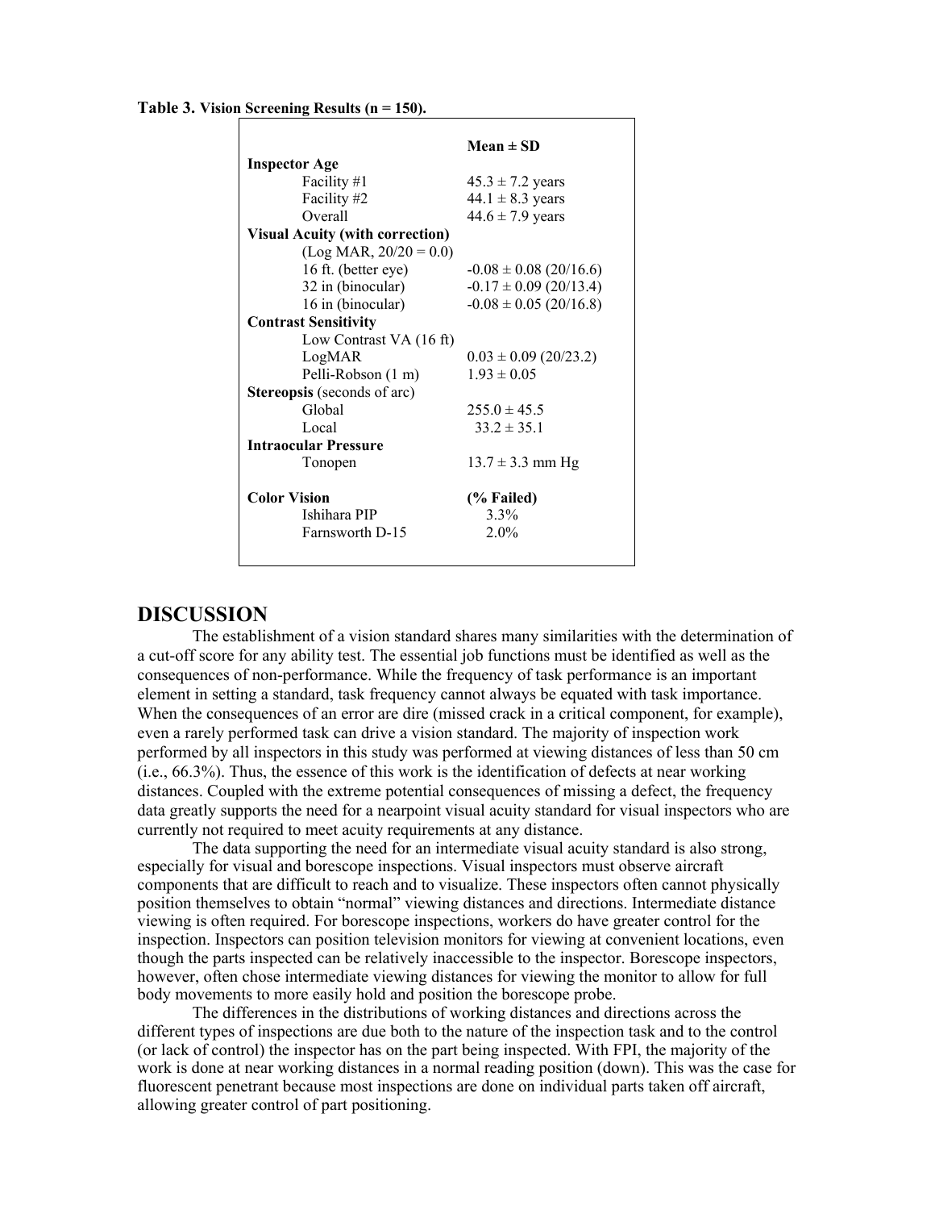**Table 3.** **Vision Screening Results (n = 150).**

| | Mean ± SD |
|---|---|
| **Inspector Age** | |
| Facility #1 | 45.3 ± 7.2 years |
| Facility #2 | 44.1 ± 8.3 years |
| Overall | 44.6 ± 7.9 years |
| **Visual Acuity (with correction)** | |
| (Log MAR, 20/20 = 0.0) | |
| 16 ft. (better eye) | -0.08 ± 0.08 (20/16.6) |
| 32 in (binocular) | -0.17 ± 0.09 (20/13.4) |
| 16 in (binocular) | -0.08 ± 0.05 (20/16.8) |
| **Contrast Sensitivity** | |
| Low Contrast VA (16 ft) | |
| LogMAR | 0.03 ± 0.09 (20/23.2) |
| Pelli-Robson (1 m) | 1.93 ± 0.05 |
| **Stereopsis** (seconds of arc) | |
| Global | 255.0 ± 45.5 |
| Local | 33.2 ± 35.1 |
| **Intraocular Pressure** | |
| Tonopen | 13.7 ± 3.3 mm Hg |
| **Color Vision** | **(% Failed)** |
| Ishihara PIP | 3.3% |
| Farnsworth D-15 | 2.0% |

# DISCUSSION

The establishment of a vision standard shares many similarities with the determination of a cut-off score for any ability test. The essential job functions must be identified as well as the consequences of non-performance. While the frequency of task performance is an important element in setting a standard, task frequency cannot always be equated with task importance. When the consequences of an error are dire (missed crack in a critical component, for example), even a rarely performed task can drive a vision standard. The majority of inspection work performed by all inspectors in this study was performed at viewing distances of less than 50 cm (i.e., 66.3%). Thus, the essence of this work is the identification of defects at near working distances. Coupled with the extreme potential consequences of missing a defect, the frequency data greatly supports the need for a nearpoint visual acuity standard for visual inspectors who are currently not required to meet acuity requirements at any distance.

The data supporting the need for an intermediate visual acuity standard is also strong, especially for visual and borescope inspections. Visual inspectors must observe aircraft components that are difficult to reach and to visualize. These inspectors often cannot physically position themselves to obtain "normal" viewing distances and directions. Intermediate distance viewing is often required. For borescope inspections, workers do have greater control for the inspection. Inspectors can position television monitors for viewing at convenient locations, even though the parts inspected can be relatively inaccessible to the inspector. Borescope inspectors, however, often chose intermediate viewing distances for viewing the monitor to allow for full body movements to more easily hold and position the borescope probe.

The differences in the distributions of working distances and directions across the different types of inspections are due both to the nature of the inspection task and to the control (or lack of control) the inspector has on the part being inspected. With FPI, the majority of the work is done at near working distances in a normal reading position (down). This was the case for fluorescent penetrant because most inspections are done on individual parts taken off aircraft, allowing greater control of part positioning.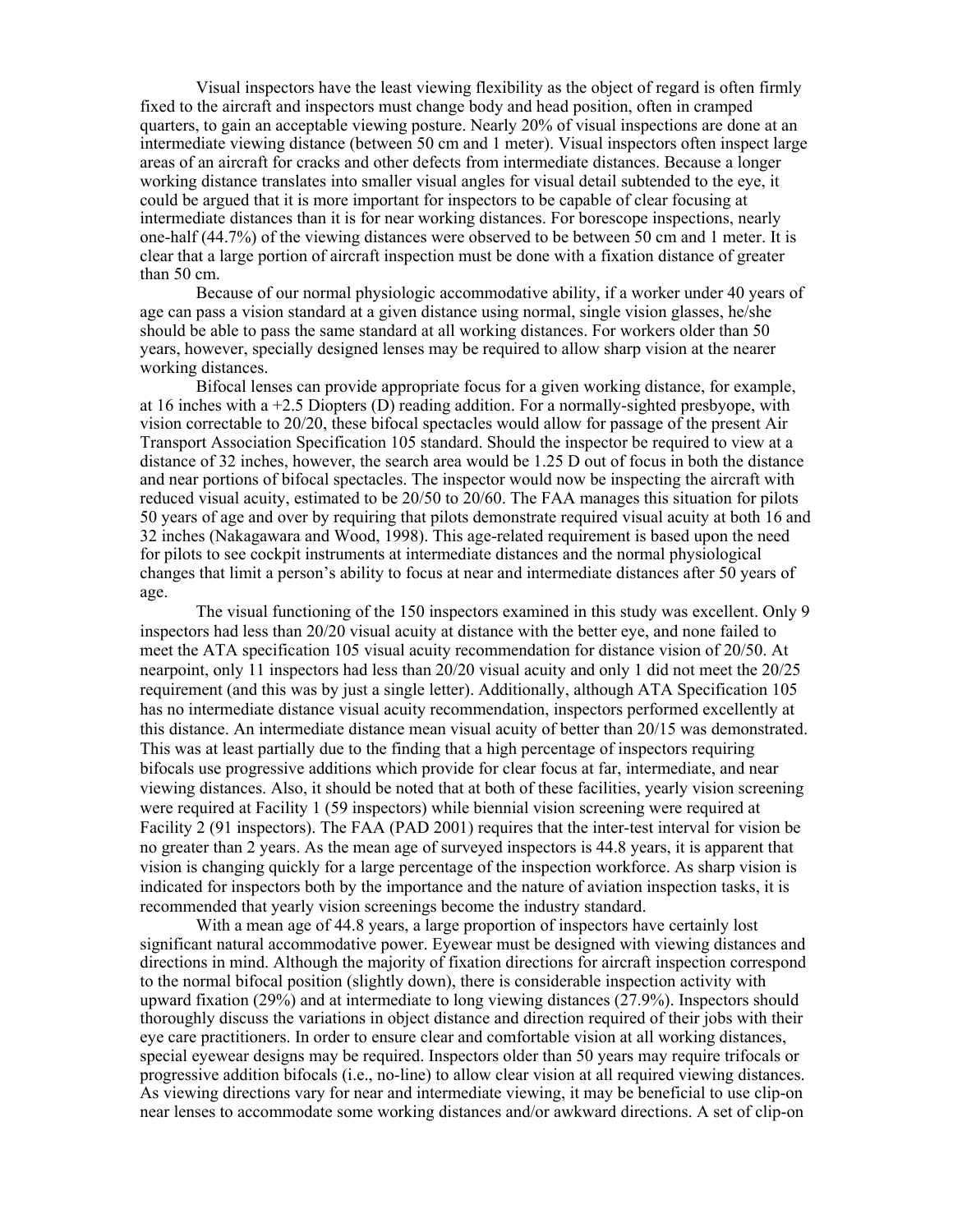Visual inspectors have the least viewing flexibility as the object of regard is often firmly fixed to the aircraft and inspectors must change body and head position, often in cramped quarters, to gain an acceptable viewing posture. Nearly 20% of visual inspections are done at an intermediate viewing distance (between 50 cm and 1 meter). Visual inspectors often inspect large areas of an aircraft for cracks and other defects from intermediate distances. Because a longer working distance translates into smaller visual angles for visual detail subtended to the eye, it could be argued that it is more important for inspectors to be capable of clear focusing at intermediate distances than it is for near working distances. For borescope inspections, nearly one-half (44.7%) of the viewing distances were observed to be between 50 cm and 1 meter. It is clear that a large portion of aircraft inspection must be done with a fixation distance of greater than 50 cm.

Because of our normal physiologic accommodative ability, if a worker under 40 years of age can pass a vision standard at a given distance using normal, single vision glasses, he/she should be able to pass the same standard at all working distances. For workers older than 50 years, however, specially designed lenses may be required to allow sharp vision at the nearer working distances.

Bifocal lenses can provide appropriate focus for a given working distance, for example, at 16 inches with a +2.5 Diopters (D) reading addition. For a normally-sighted presbyope, with vision correctable to 20/20, these bifocal spectacles would allow for passage of the present Air Transport Association Specification 105 standard. Should the inspector be required to view at a distance of 32 inches, however, the search area would be 1.25 D out of focus in both the distance and near portions of bifocal spectacles. The inspector would now be inspecting the aircraft with reduced visual acuity, estimated to be 20/50 to 20/60. The FAA manages this situation for pilots 50 years of age and over by requiring that pilots demonstrate required visual acuity at both 16 and 32 inches (Nakagawara and Wood, 1998). This age-related requirement is based upon the need for pilots to see cockpit instruments at intermediate distances and the normal physiological changes that limit a person's ability to focus at near and intermediate distances after 50 years of age.

The visual functioning of the 150 inspectors examined in this study was excellent. Only 9 inspectors had less than 20/20 visual acuity at distance with the better eye, and none failed to meet the ATA specification 105 visual acuity recommendation for distance vision of 20/50. At nearpoint, only 11 inspectors had less than 20/20 visual acuity and only 1 did not meet the 20/25 requirement (and this was by just a single letter). Additionally, although ATA Specification 105 has no intermediate distance visual acuity recommendation, inspectors performed excellently at this distance. An intermediate distance mean visual acuity of better than 20/15 was demonstrated. This was at least partially due to the finding that a high percentage of inspectors requiring bifocals use progressive additions which provide for clear focus at far, intermediate, and near viewing distances. Also, it should be noted that at both of these facilities, yearly vision screening were required at Facility 1 (59 inspectors) while biennial vision screening were required at Facility 2 (91 inspectors). The FAA (PAD 2001) requires that the inter-test interval for vision be no greater than 2 years. As the mean age of surveyed inspectors is 44.8 years, it is apparent that vision is changing quickly for a large percentage of the inspection workforce. As sharp vision is indicated for inspectors both by the importance and the nature of aviation inspection tasks, it is recommended that yearly vision screenings become the industry standard.

With a mean age of 44.8 years, a large proportion of inspectors have certainly lost significant natural accommodative power. Eyewear must be designed with viewing distances and directions in mind. Although the majority of fixation directions for aircraft inspection correspond to the normal bifocal position (slightly down), there is considerable inspection activity with upward fixation (29%) and at intermediate to long viewing distances (27.9%). Inspectors should thoroughly discuss the variations in object distance and direction required of their jobs with their eye care practitioners. In order to ensure clear and comfortable vision at all working distances, special eyewear designs may be required. Inspectors older than 50 years may require trifocals or progressive addition bifocals (i.e., no-line) to allow clear vision at all required viewing distances. As viewing directions vary for near and intermediate viewing, it may be beneficial to use clip-on near lenses to accommodate some working distances and/or awkward directions. A set of clip-on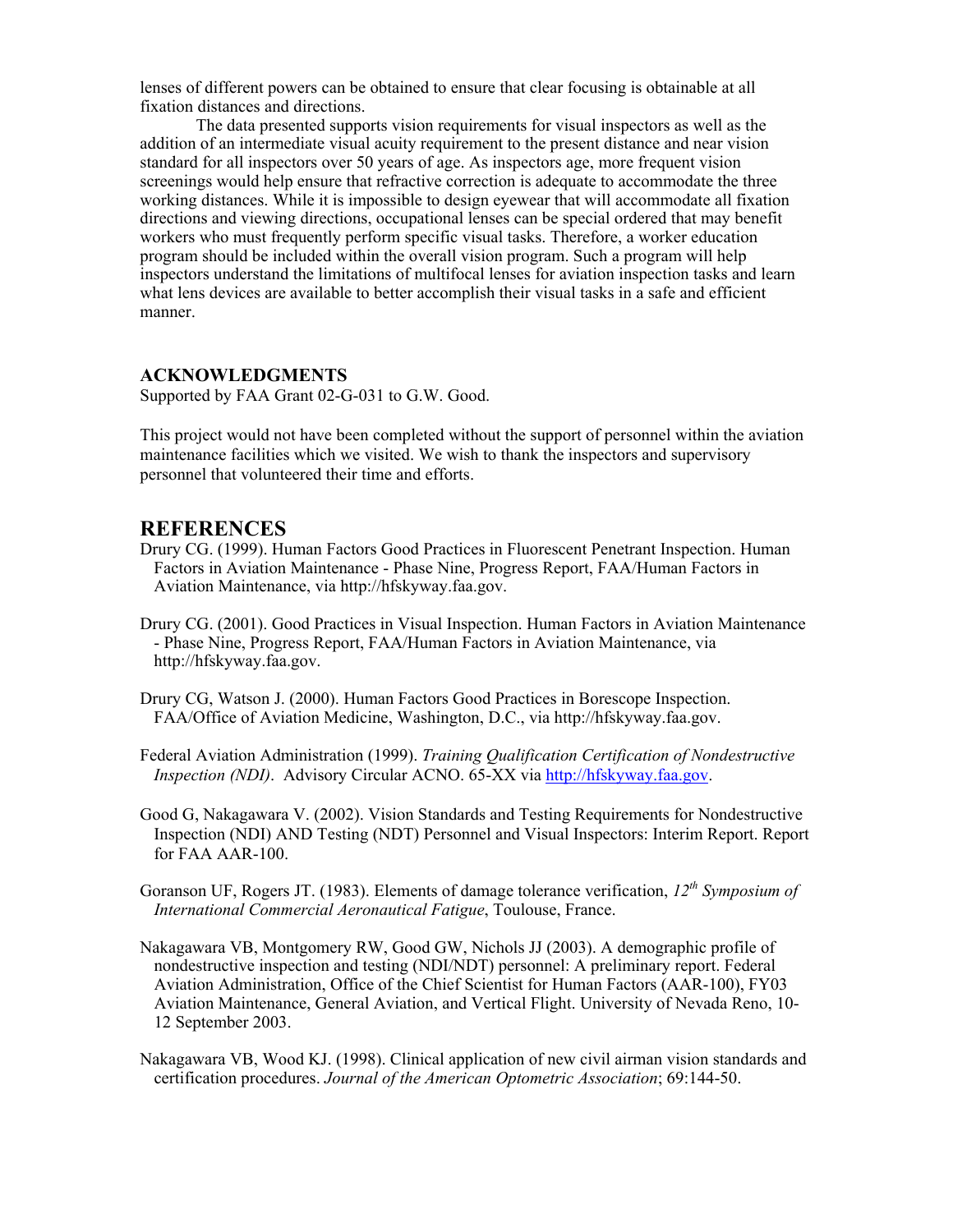lenses of different powers can be obtained to ensure that clear focusing is obtainable at all fixation distances and directions.

The data presented supports vision requirements for visual inspectors as well as the addition of an intermediate visual acuity requirement to the present distance and near vision standard for all inspectors over 50 years of age. As inspectors age, more frequent vision screenings would help ensure that refractive correction is adequate to accommodate the three working distances. While it is impossible to design eyewear that will accommodate all fixation directions and viewing directions, occupational lenses can be special ordered that may benefit workers who must frequently perform specific visual tasks. Therefore, a worker education program should be included within the overall vision program. Such a program will help inspectors understand the limitations of multifocal lenses for aviation inspection tasks and learn what lens devices are available to better accomplish their visual tasks in a safe and efficient manner.

### ACKNOWLEDGMENTS

Supported by FAA Grant 02-G-031 to G.W. Good.

This project would not have been completed without the support of personnel within the aviation maintenance facilities which we visited. We wish to thank the inspectors and supervisory personnel that volunteered their time and efforts.

## REFERENCES

Drury CG. (1999). Human Factors Good Practices in Fluorescent Penetrant Inspection. Human Factors in Aviation Maintenance - Phase Nine, Progress Report, FAA/Human Factors in Aviation Maintenance, via http://hfskyway.faa.gov.

Drury CG. (2001). Good Practices in Visual Inspection. Human Factors in Aviation Maintenance - Phase Nine, Progress Report, FAA/Human Factors in Aviation Maintenance, via http://hfskyway.faa.gov.

Drury CG, Watson J. (2000). Human Factors Good Practices in Borescope Inspection. FAA/Office of Aviation Medicine, Washington, D.C., via http://hfskyway.faa.gov.

Federal Aviation Administration (1999). *Training Qualification Certification of Nondestructive Inspection (NDI)*. Advisory Circular ACNO. 65-XX via http://hfskyway.faa.gov.

Good G, Nakagawara V. (2002). Vision Standards and Testing Requirements for Nondestructive Inspection (NDI) AND Testing (NDT) Personnel and Visual Inspectors: Interim Report. Report for FAA AAR-100.

Goranson UF, Rogers JT. (1983). Elements of damage tolerance verification, *12th Symposium of International Commercial Aeronautical Fatigue*, Toulouse, France.

Nakagawara VB, Montgomery RW, Good GW, Nichols JJ (2003). A demographic profile of nondestructive inspection and testing (NDI/NDT) personnel: A preliminary report. Federal Aviation Administration, Office of the Chief Scientist for Human Factors (AAR-100), FY03 Aviation Maintenance, General Aviation, and Vertical Flight. University of Nevada Reno, 10-12 September 2003.

Nakagawara VB, Wood KJ. (1998). Clinical application of new civil airman vision standards and certification procedures. *Journal of the American Optometric Association*; 69:144-50.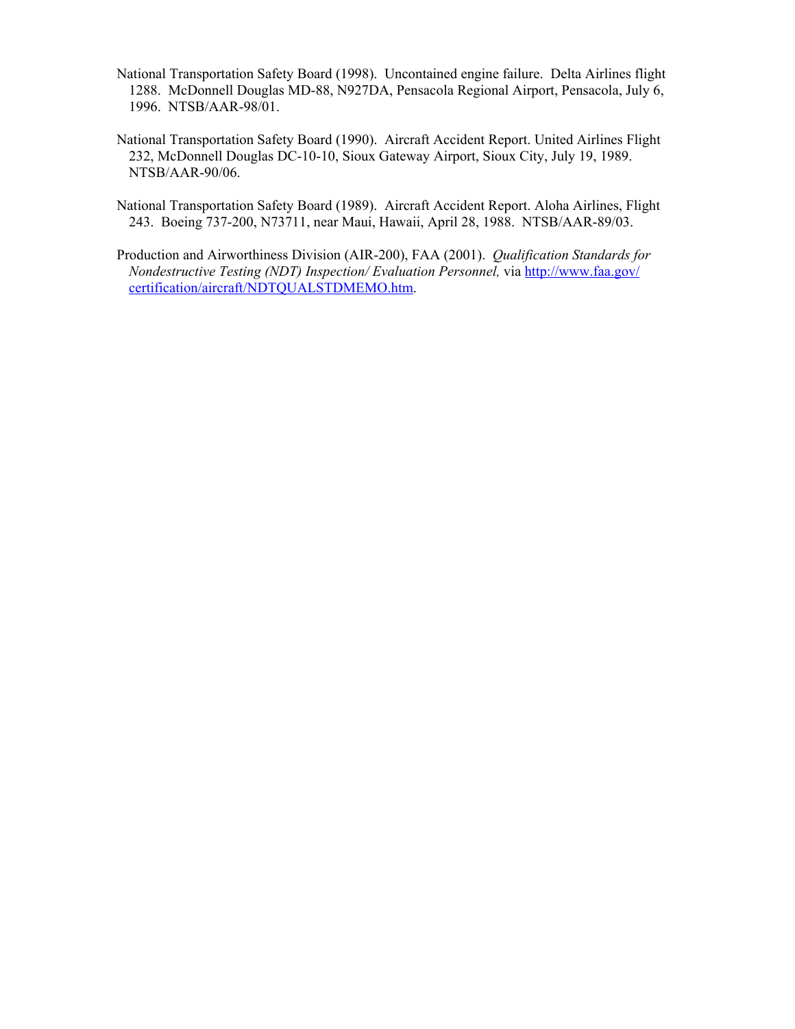National Transportation Safety Board (1998). Uncontained engine failure. Delta Airlines flight 1288. McDonnell Douglas MD-88, N927DA, Pensacola Regional Airport, Pensacola, July 6, 1996. NTSB/AAR-98/01.

National Transportation Safety Board (1990). Aircraft Accident Report. United Airlines Flight 232, McDonnell Douglas DC-10-10, Sioux Gateway Airport, Sioux City, July 19, 1989. NTSB/AAR-90/06.

National Transportation Safety Board (1989). Aircraft Accident Report. Aloha Airlines, Flight 243. Boeing 737-200, N73711, near Maui, Hawaii, April 28, 1988. NTSB/AAR-89/03.

Production and Airworthiness Division (AIR-200), FAA (2001). *Qualification Standards for Nondestructive Testing (NDT) Inspection/ Evaluation Personnel,* via [http://www.faa.gov/certification/aircraft/NDTQUALSTDMEMO.htm](http://www.faa.gov/certification/aircraft/NDTQUALSTDMEMO.htm).